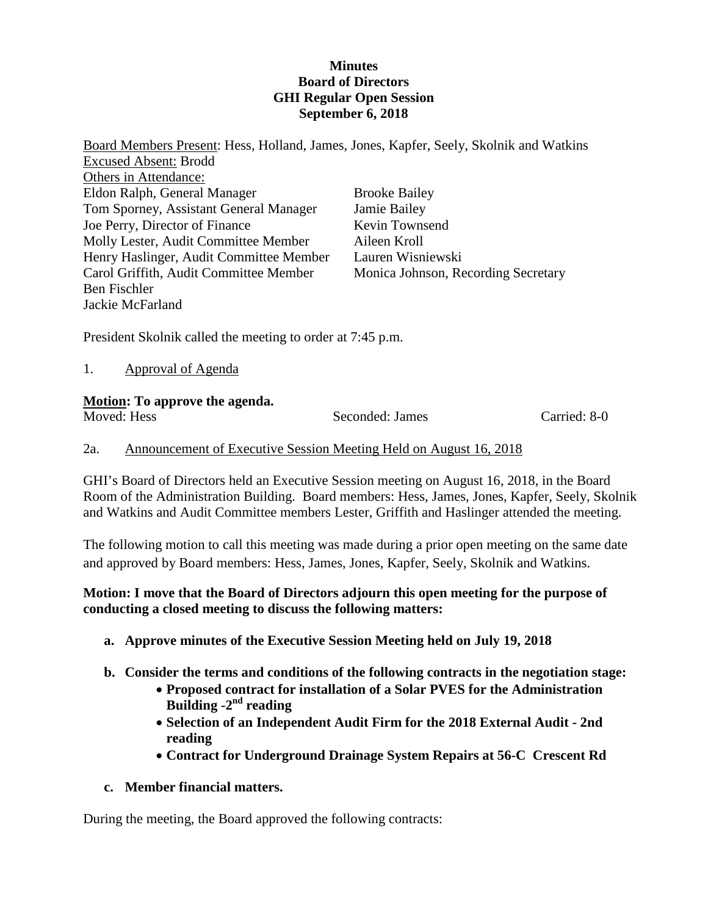**Minutes**
**Board of Directors**
**GHI Regular Open Session**
**September 6, 2018**

Board Members Present: Hess, Holland, James, Jones, Kapfer, Seely, Skolnik and Watkins
Excused Absent: Brodd
Others in Attendance:

Eldon Ralph, General Manager
Tom Sporney, Assistant General Manager
Joe Perry, Director of Finance
Molly Lester, Audit Committee Member
Henry Haslinger, Audit Committee Member
Carol Griffith, Audit Committee Member
Ben Fischler
Jackie McFarland
Brooke Bailey
Jamie Bailey
Kevin Townsend
Aileen Kroll
Lauren Wisniewski
Monica Johnson, Recording Secretary

President Skolnik called the meeting to order at 7:45 p.m.

1. Approval of Agenda

**Motion: To approve the agenda.**

| Moved: Hess | Seconded: James | Carried: 8-0 |
|---|---|---|

2a. Announcement of Executive Session Meeting Held on August 16, 2018

GHI's Board of Directors held an Executive Session meeting on August 16, 2018, in the Board Room of the Administration Building. Board members: Hess, James, Jones, Kapfer, Seely, Skolnik and Watkins and Audit Committee members Lester, Griffith and Haslinger attended the meeting.

The following motion to call this meeting was made during a prior open meeting on the same date and approved by Board members: Hess, James, Jones, Kapfer, Seely, Skolnik and Watkins.

**Motion: I move that the Board of Directors adjourn this open meeting for the purpose of conducting a closed meeting to discuss the following matters:**

- **a. Approve minutes of the Executive Session Meeting held on July 19, 2018**
- **b. Consider the terms and conditions of the following contracts in the negotiation stage:**
  - **Proposed contract for installation of a Solar PVES for the Administration Building -2nd reading**
  - **Selection of an Independent Audit Firm for the 2018 External Audit - 2nd reading**
  - **Contract for Underground Drainage System Repairs at 56-C Crescent Rd**
- **c. Member financial matters.**

During the meeting, the Board approved the following contracts: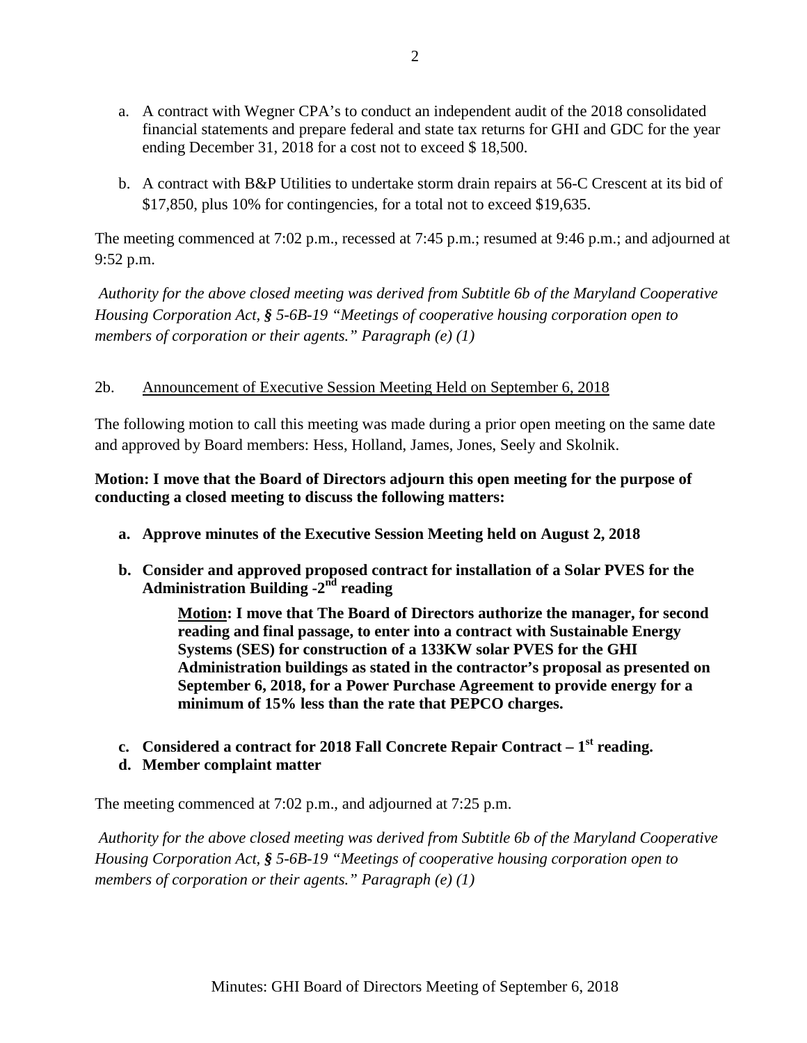a. A contract with Wegner CPA's to conduct an independent audit of the 2018 consolidated financial statements and prepare federal and state tax returns for GHI and GDC for the year ending December 31, 2018 for a cost not to exceed $ 18,500.

b. A contract with B&P Utilities to undertake storm drain repairs at 56-C Crescent at its bid of $17,850, plus 10% for contingencies, for a total not to exceed $19,635.

The meeting commenced at 7:02 p.m., recessed at 7:45 p.m.; resumed at 9:46 p.m.; and adjourned at 9:52 p.m.

*Authority for the above closed meeting was derived from Subtitle 6b of the Maryland Cooperative Housing Corporation Act, § 5-6B-19 "Meetings of cooperative housing corporation open to members of corporation or their agents." Paragraph (e) (1)*

2b. Announcement of Executive Session Meeting Held on September 6, 2018

The following motion to call this meeting was made during a prior open meeting on the same date and approved by Board members: Hess, Holland, James, Jones, Seely and Skolnik.

**Motion: I move that the Board of Directors adjourn this open meeting for the purpose of conducting a closed meeting to discuss the following matters:**

**a. Approve minutes of the Executive Session Meeting held on August 2, 2018**

**b. Consider and approved proposed contract for installation of a Solar PVES for the Administration Building -2nd reading**

> **Motion: I move that The Board of Directors authorize the manager, for second reading and final passage, to enter into a contract with Sustainable Energy Systems (SES) for construction of a 133KW solar PVES for the GHI Administration buildings as stated in the contractor's proposal as presented on September 6, 2018, for a Power Purchase Agreement to provide energy for a minimum of 15% less than the rate that PEPCO charges.**

**c. Considered a contract for 2018 Fall Concrete Repair Contract – 1st reading.**

**d. Member complaint matter**

The meeting commenced at 7:02 p.m., and adjourned at 7:25 p.m.

*Authority for the above closed meeting was derived from Subtitle 6b of the Maryland Cooperative Housing Corporation Act, § 5-6B-19 "Meetings of cooperative housing corporation open to members of corporation or their agents." Paragraph (e) (1)*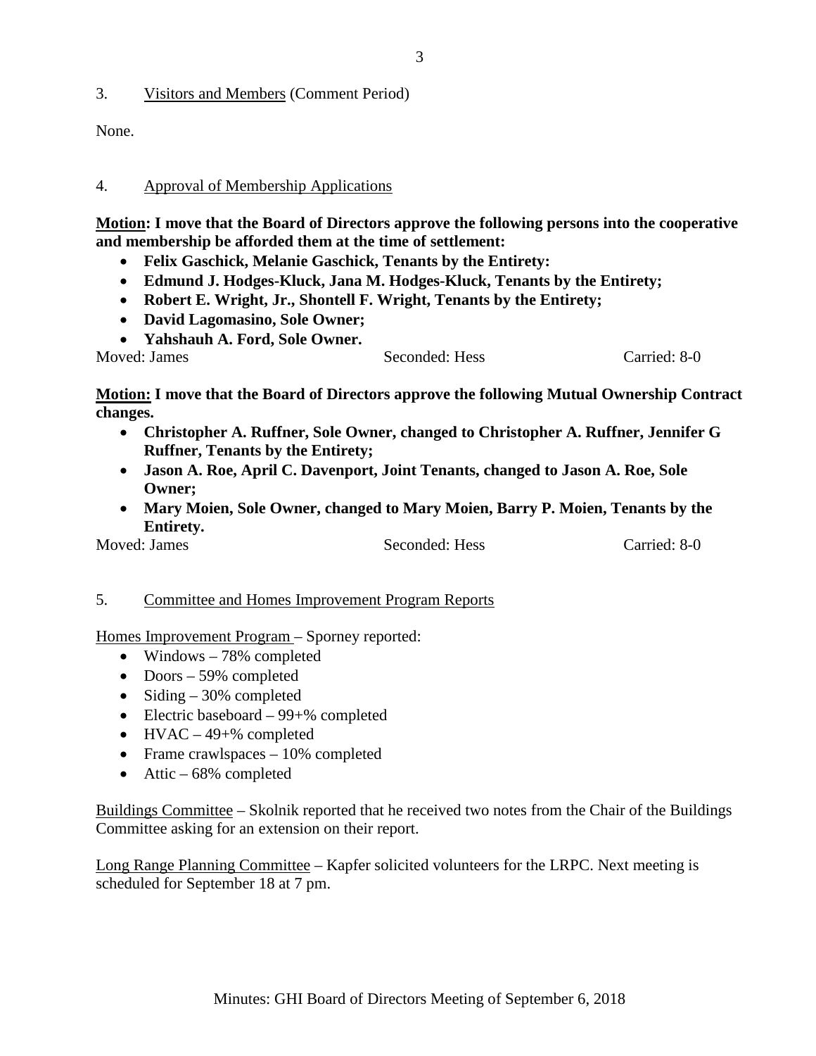3. Visitors and Members (Comment Period)

None.

4. Approval of Membership Applications

**Motion: I move that the Board of Directors approve the following persons into the cooperative and membership be afforded them at the time of settlement:**

- **Felix Gaschick, Melanie Gaschick, Tenants by the Entirety:**
- **Edmund J. Hodges-Kluck, Jana M. Hodges-Kluck, Tenants by the Entirety;**
- **Robert E. Wright, Jr., Shontell F. Wright, Tenants by the Entirety;**
- **David Lagomasino, Sole Owner;**
- **Yahshauh A. Ford, Sole Owner.**

Moved: James Seconded: Hess Carried: 8-0

**Motion: I move that the Board of Directors approve the following Mutual Ownership Contract changes.**

- **Christopher A. Ruffner, Sole Owner, changed to Christopher A. Ruffner, Jennifer G Ruffner, Tenants by the Entirety;**
- **Jason A. Roe, April C. Davenport, Joint Tenants, changed to Jason A. Roe, Sole Owner;**
- **Mary Moien, Sole Owner, changed to Mary Moien, Barry P. Moien, Tenants by the Entirety.**

Moved: James Seconded: Hess Carried: 8-0

5. Committee and Homes Improvement Program Reports

Homes Improvement Program – Sporney reported:

- Windows – 78% completed
- Doors – 59% completed
- Siding – 30% completed
- Electric baseboard – 99+% completed
- HVAC – 49+% completed
- Frame crawlspaces – 10% completed
- Attic – 68% completed

Buildings Committee – Skolnik reported that he received two notes from the Chair of the Buildings Committee asking for an extension on their report.

Long Range Planning Committee – Kapfer solicited volunteers for the LRPC. Next meeting is scheduled for September 18 at 7 pm.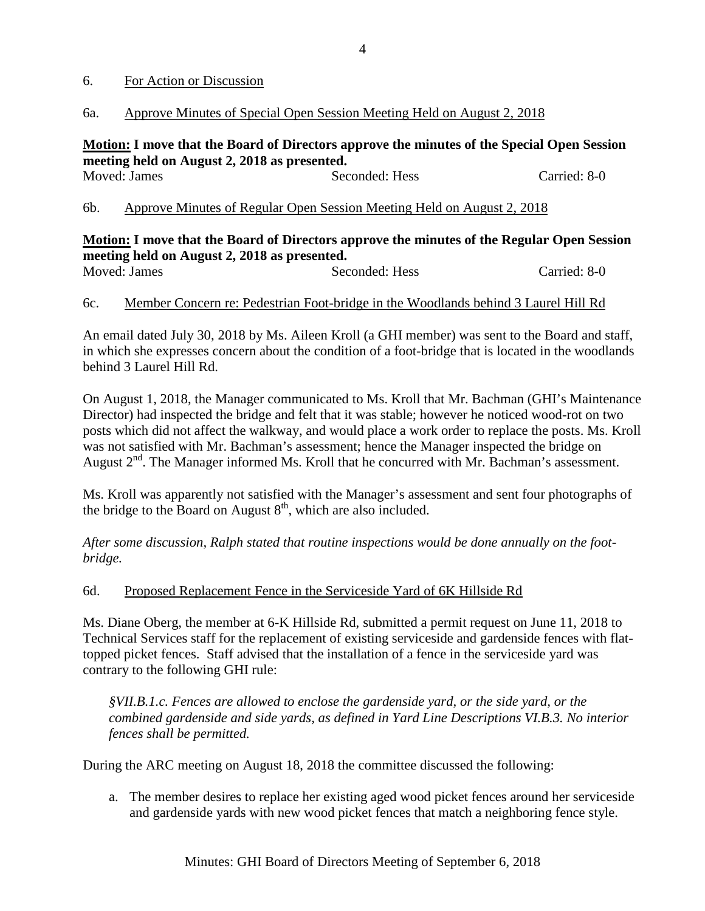6. For Action or Discussion

6a. Approve Minutes of Special Open Session Meeting Held on August 2, 2018

**Motion: I move that the Board of Directors approve the minutes of the Special Open Session meeting held on August 2, 2018 as presented.**

Moved: James Seconded: Hess Carried: 8-0

6b. Approve Minutes of Regular Open Session Meeting Held on August 2, 2018

**Motion: I move that the Board of Directors approve the minutes of the Regular Open Session meeting held on August 2, 2018 as presented.**

Moved: James Seconded: Hess Carried: 8-0

6c. Member Concern re: Pedestrian Foot-bridge in the Woodlands behind 3 Laurel Hill Rd

An email dated July 30, 2018 by Ms. Aileen Kroll (a GHI member) was sent to the Board and staff, in which she expresses concern about the condition of a foot-bridge that is located in the woodlands behind 3 Laurel Hill Rd.

On August 1, 2018, the Manager communicated to Ms. Kroll that Mr. Bachman (GHI's Maintenance Director) had inspected the bridge and felt that it was stable; however he noticed wood-rot on two posts which did not affect the walkway, and would place a work order to replace the posts. Ms. Kroll was not satisfied with Mr. Bachman's assessment; hence the Manager inspected the bridge on August 2nd. The Manager informed Ms. Kroll that he concurred with Mr. Bachman's assessment.

Ms. Kroll was apparently not satisfied with the Manager's assessment and sent four photographs of the bridge to the Board on August 8th, which are also included.

*After some discussion, Ralph stated that routine inspections would be done annually on the foot-bridge.*

6d. Proposed Replacement Fence in the Serviceside Yard of 6K Hillside Rd

Ms. Diane Oberg, the member at 6-K Hillside Rd, submitted a permit request on June 11, 2018 to Technical Services staff for the replacement of existing serviceside and gardenside fences with flat-topped picket fences. Staff advised that the installation of a fence in the serviceside yard was contrary to the following GHI rule:

*§VII.B.1.c. Fences are allowed to enclose the gardenside yard, or the side yard, or the combined gardenside and side yards, as defined in Yard Line Descriptions VI.B.3. No interior fences shall be permitted.*

During the ARC meeting on August 18, 2018 the committee discussed the following:

a. The member desires to replace her existing aged wood picket fences around her serviceside and gardenside yards with new wood picket fences that match a neighboring fence style.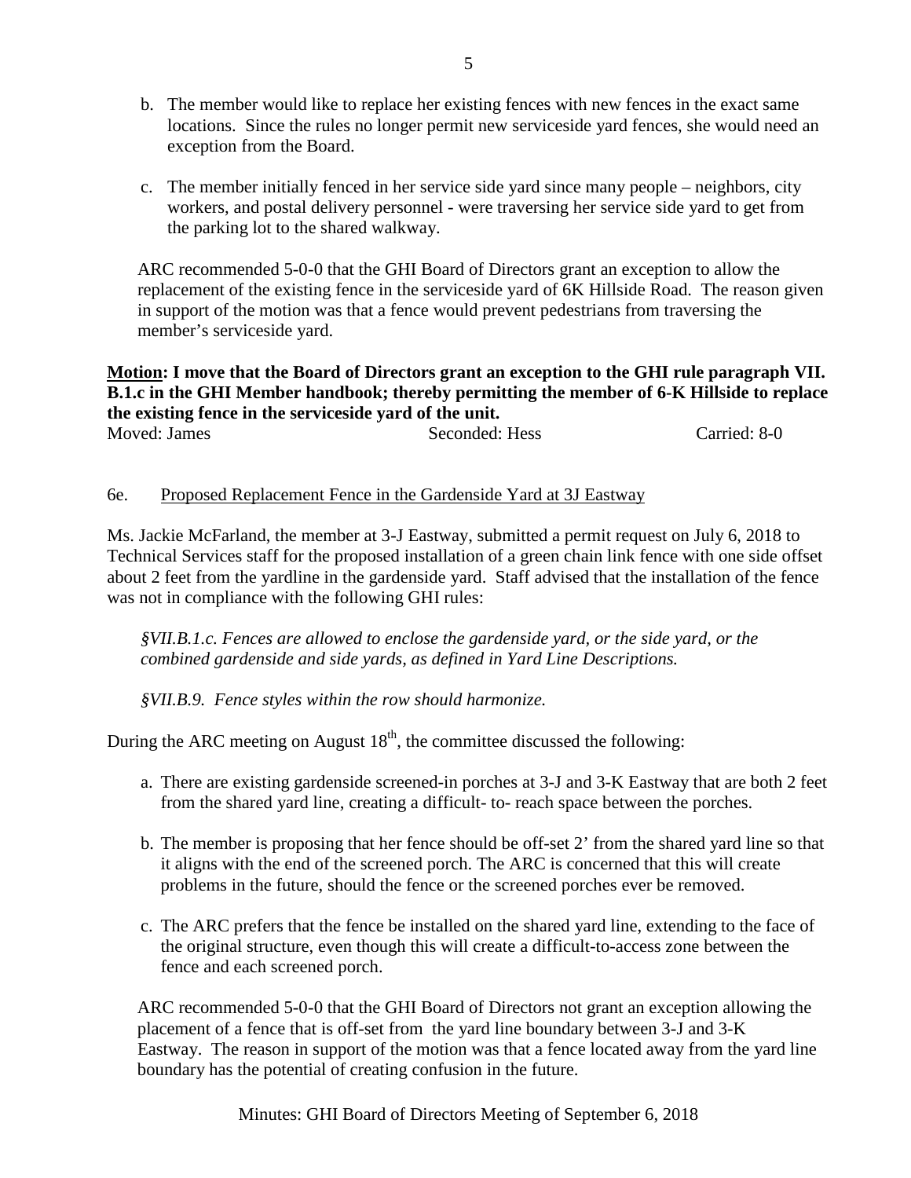b. The member would like to replace her existing fences with new fences in the exact same locations. Since the rules no longer permit new serviceside yard fences, she would need an exception from the Board.

c. The member initially fenced in her service side yard since many people – neighbors, city workers, and postal delivery personnel - were traversing her service side yard to get from the parking lot to the shared walkway.

ARC recommended 5-0-0 that the GHI Board of Directors grant an exception to allow the replacement of the existing fence in the serviceside yard of 6K Hillside Road. The reason given in support of the motion was that a fence would prevent pedestrians from traversing the member's serviceside yard.

**Motion: I move that the Board of Directors grant an exception to the GHI rule paragraph VII. B.1.c in the GHI Member handbook; thereby permitting the member of 6-K Hillside to replace the existing fence in the serviceside yard of the unit.**

Moved: James Seconded: Hess Carried: 8-0

6e. Proposed Replacement Fence in the Gardenside Yard at 3J Eastway

Ms. Jackie McFarland, the member at 3-J Eastway, submitted a permit request on July 6, 2018 to Technical Services staff for the proposed installation of a green chain link fence with one side offset about 2 feet from the yardline in the gardenside yard. Staff advised that the installation of the fence was not in compliance with the following GHI rules:

*§VII.B.1.c. Fences are allowed to enclose the gardenside yard, or the side yard, or the combined gardenside and side yards, as defined in Yard Line Descriptions.*

*§VII.B.9. Fence styles within the row should harmonize.*

During the ARC meeting on August 18th, the committee discussed the following:

a. There are existing gardenside screened-in porches at 3-J and 3-K Eastway that are both 2 feet from the shared yard line, creating a difficult- to- reach space between the porches.

b. The member is proposing that her fence should be off-set 2' from the shared yard line so that it aligns with the end of the screened porch. The ARC is concerned that this will create problems in the future, should the fence or the screened porches ever be removed.

c. The ARC prefers that the fence be installed on the shared yard line, extending to the face of the original structure, even though this will create a difficult-to-access zone between the fence and each screened porch.

ARC recommended 5-0-0 that the GHI Board of Directors not grant an exception allowing the placement of a fence that is off-set from the yard line boundary between 3-J and 3-K Eastway. The reason in support of the motion was that a fence located away from the yard line boundary has the potential of creating confusion in the future.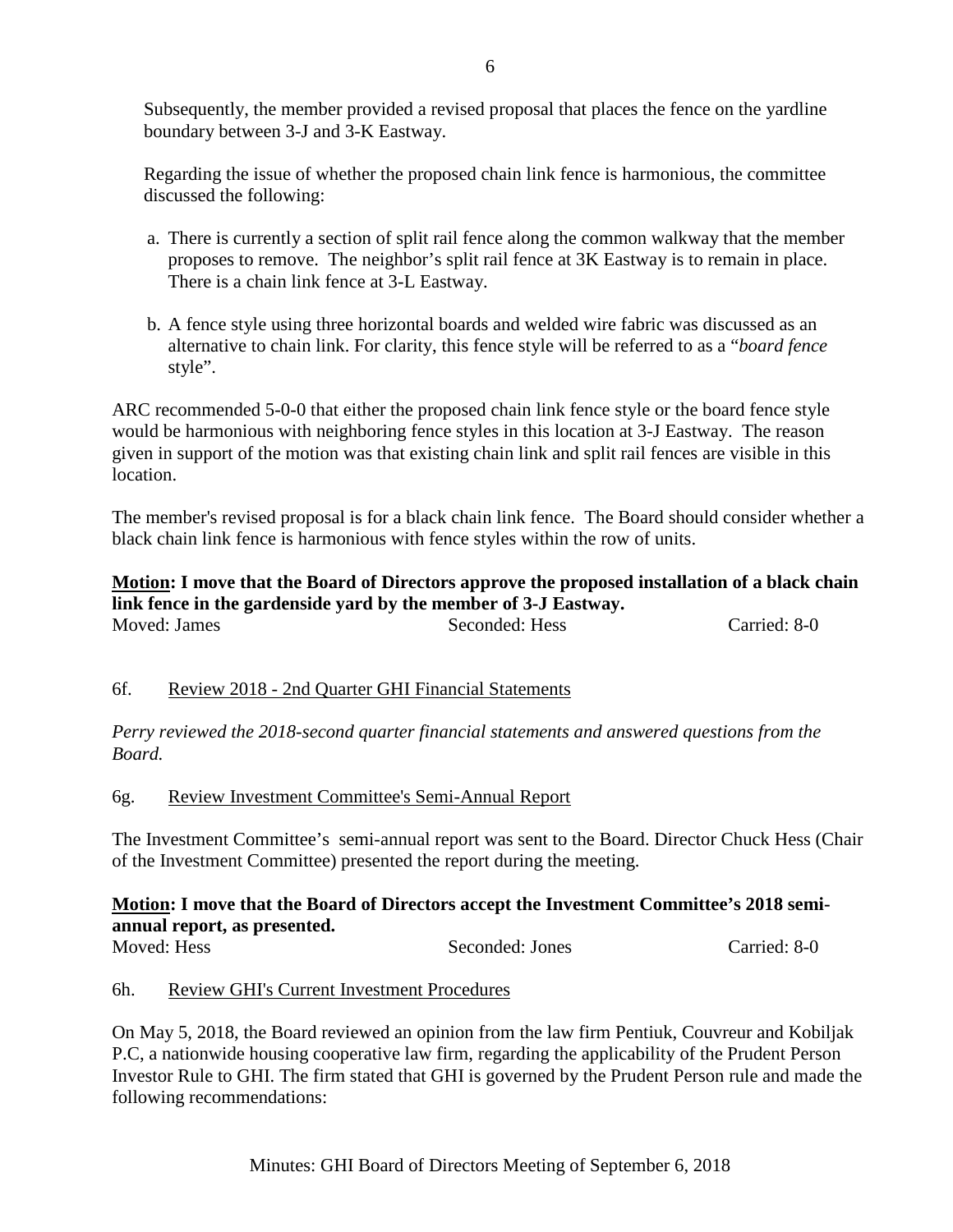Subsequently, the member provided a revised proposal that places the fence on the yardline boundary between 3-J and 3-K Eastway.

Regarding the issue of whether the proposed chain link fence is harmonious, the committee discussed the following:

a. There is currently a section of split rail fence along the common walkway that the member proposes to remove. The neighbor's split rail fence at 3K Eastway is to remain in place. There is a chain link fence at 3-L Eastway.

b. A fence style using three horizontal boards and welded wire fabric was discussed as an alternative to chain link. For clarity, this fence style will be referred to as a "*board fence* style".

ARC recommended 5-0-0 that either the proposed chain link fence style or the board fence style would be harmonious with neighboring fence styles in this location at 3-J Eastway. The reason given in support of the motion was that existing chain link and split rail fences are visible in this location.

The member's revised proposal is for a black chain link fence. The Board should consider whether a black chain link fence is harmonious with fence styles within the row of units.

**<u>Motion</u>: I move that the Board of Directors approve the proposed installation of a black chain link fence in the gardenside yard by the member of 3-J Eastway.**

Moved: James | Seconded: Hess | Carried: 8-0

6f. <u>Review 2018 - 2nd Quarter GHI Financial Statements</u>

*Perry reviewed the 2018-second quarter financial statements and answered questions from the Board.*

6g. <u>Review Investment Committee's Semi-Annual Report</u>

The Investment Committee's semi-annual report was sent to the Board. Director Chuck Hess (Chair of the Investment Committee) presented the report during the meeting.

**<u>Motion</u>: I move that the Board of Directors accept the Investment Committee's 2018 semi-annual report, as presented.**

Moved: Hess | Seconded: Jones | Carried: 8-0

6h. <u>Review GHI's Current Investment Procedures</u>

On May 5, 2018, the Board reviewed an opinion from the law firm Pentiuk, Couvreur and Kobiljak P.C, a nationwide housing cooperative law firm, regarding the applicability of the Prudent Person Investor Rule to GHI. The firm stated that GHI is governed by the Prudent Person rule and made the following recommendations: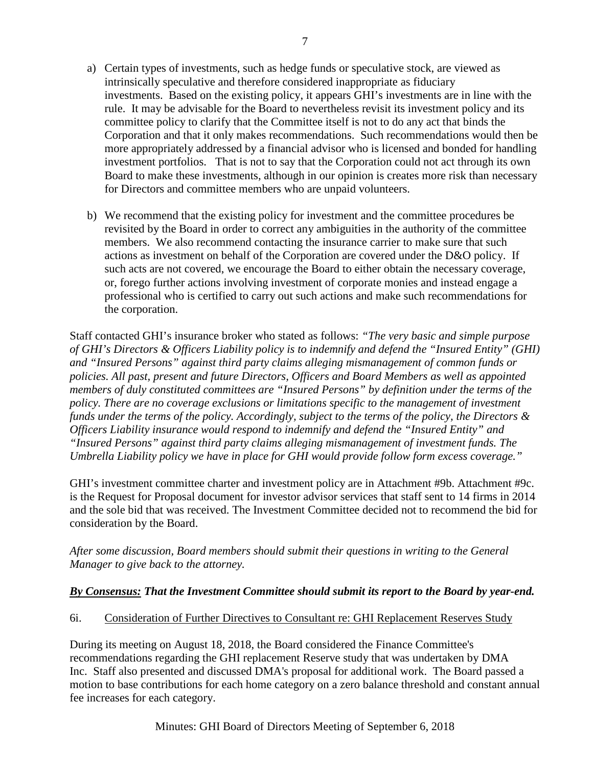a) Certain types of investments, such as hedge funds or speculative stock, are viewed as intrinsically speculative and therefore considered inappropriate as fiduciary investments. Based on the existing policy, it appears GHI's investments are in line with the rule. It may be advisable for the Board to nevertheless revisit its investment policy and its committee policy to clarify that the Committee itself is not to do any act that binds the Corporation and that it only makes recommendations. Such recommendations would then be more appropriately addressed by a financial advisor who is licensed and bonded for handling investment portfolios. That is not to say that the Corporation could not act through its own Board to make these investments, although in our opinion is creates more risk than necessary for Directors and committee members who are unpaid volunteers.

b) We recommend that the existing policy for investment and the committee procedures be revisited by the Board in order to correct any ambiguities in the authority of the committee members. We also recommend contacting the insurance carrier to make sure that such actions as investment on behalf of the Corporation are covered under the D&O policy. If such acts are not covered, we encourage the Board to either obtain the necessary coverage, or, forego further actions involving investment of corporate monies and instead engage a professional who is certified to carry out such actions and make such recommendations for the corporation.

Staff contacted GHI's insurance broker who stated as follows: *"The very basic and simple purpose of GHI's Directors & Officers Liability policy is to indemnify and defend the "Insured Entity" (GHI) and "Insured Persons" against third party claims alleging mismanagement of common funds or policies. All past, present and future Directors, Officers and Board Members as well as appointed members of duly constituted committees are "Insured Persons" by definition under the terms of the policy. There are no coverage exclusions or limitations specific to the management of investment funds under the terms of the policy. Accordingly, subject to the terms of the policy, the Directors & Officers Liability insurance would respond to indemnify and defend the "Insured Entity" and "Insured Persons" against third party claims alleging mismanagement of investment funds. The Umbrella Liability policy we have in place for GHI would provide follow form excess coverage."*

GHI's investment committee charter and investment policy are in Attachment #9b. Attachment #9c. is the Request for Proposal document for investor advisor services that staff sent to 14 firms in 2014 and the sole bid that was received. The Investment Committee decided not to recommend the bid for consideration by the Board.

*After some discussion, Board members should submit their questions in writing to the General Manager to give back to the attorney.*

***By Consensus:*** ***That the Investment Committee should submit its report to the Board by year-end.***

6i. Consideration of Further Directives to Consultant re: GHI Replacement Reserves Study

During its meeting on August 18, 2018, the Board considered the Finance Committee's recommendations regarding the GHI replacement Reserve study that was undertaken by DMA Inc. Staff also presented and discussed DMA's proposal for additional work. The Board passed a motion to base contributions for each home category on a zero balance threshold and constant annual fee increases for each category.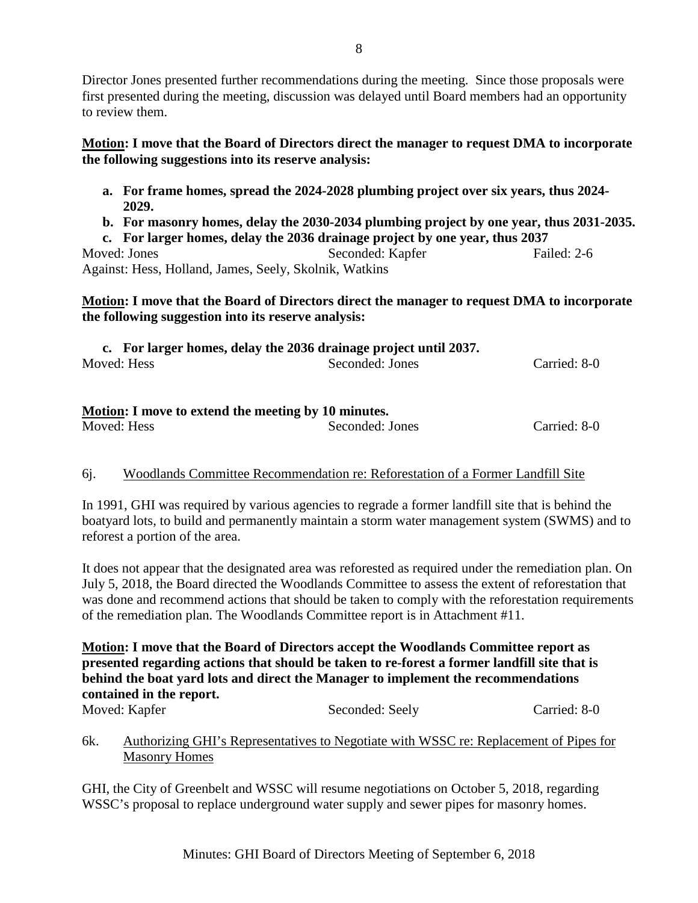Director Jones presented further recommendations during the meeting. Since those proposals were first presented during the meeting, discussion was delayed until Board members had an opportunity to review them.

**Motion: I move that the Board of Directors direct the manager to request DMA to incorporate the following suggestions into its reserve analysis:**

- **a. For frame homes, spread the 2024-2028 plumbing project over six years, thus 2024-2029.**
- **b. For masonry homes, delay the 2030-2034 plumbing project by one year, thus 2031-2035.**
- **c. For larger homes, delay the 2036 drainage project by one year, thus 2037**

Moved: Jones Seconded: Kapfer Failed: 2-6
Against: Hess, Holland, James, Seely, Skolnik, Watkins

**Motion: I move that the Board of Directors direct the manager to request DMA to incorporate the following suggestion into its reserve analysis:**

- **c. For larger homes, delay the 2036 drainage project until 2037.**

Moved: Hess Seconded: Jones Carried: 8-0

**Motion: I move to extend the meeting by 10 minutes.**
Moved: Hess Seconded: Jones Carried: 8-0

6j. Woodlands Committee Recommendation re: Reforestation of a Former Landfill Site

In 1991, GHI was required by various agencies to regrade a former landfill site that is behind the boatyard lots, to build and permanently maintain a storm water management system (SWMS) and to reforest a portion of the area.

It does not appear that the designated area was reforested as required under the remediation plan. On July 5, 2018, the Board directed the Woodlands Committee to assess the extent of reforestation that was done and recommend actions that should be taken to comply with the reforestation requirements of the remediation plan. The Woodlands Committee report is in Attachment #11.

**Motion: I move that the Board of Directors accept the Woodlands Committee report as presented regarding actions that should be taken to re-forest a former landfill site that is behind the boat yard lots and direct the Manager to implement the recommendations contained in the report.**
Moved: Kapfer Seconded: Seely Carried: 8-0

6k. Authorizing GHI's Representatives to Negotiate with WSSC re: Replacement of Pipes for Masonry Homes

GHI, the City of Greenbelt and WSSC will resume negotiations on October 5, 2018, regarding WSSC's proposal to replace underground water supply and sewer pipes for masonry homes.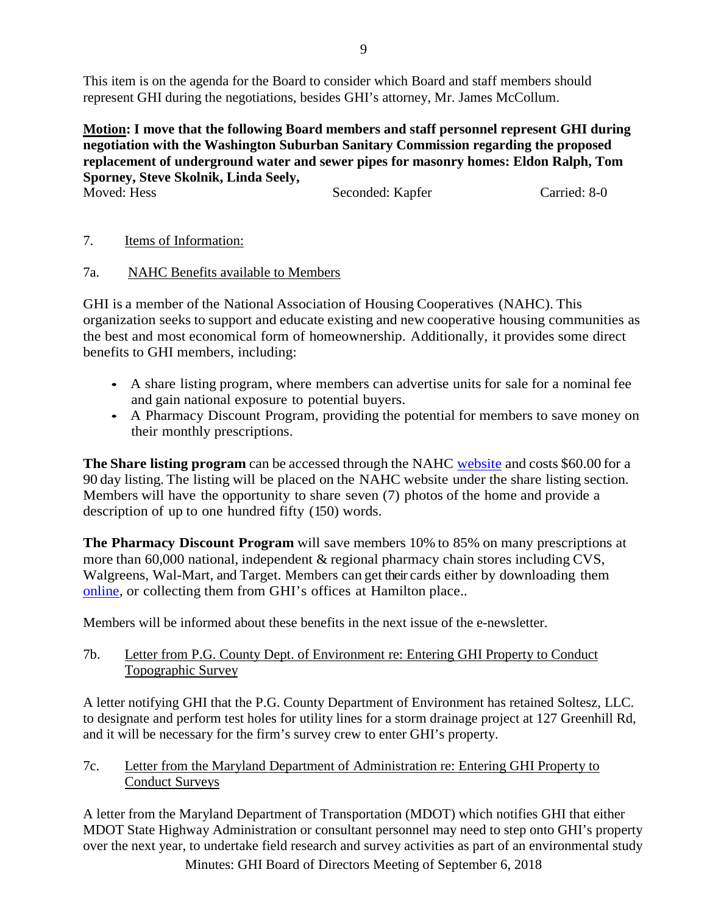This item is on the agenda for the Board to consider which Board and staff members should represent GHI during the negotiations, besides GHI's attorney, Mr. James McCollum.

**Motion: I move that the following Board members and staff personnel represent GHI during negotiation with the Washington Suburban Sanitary Commission regarding the proposed replacement of underground water and sewer pipes for masonry homes: Eldon Ralph, Tom Sporney, Steve Skolnik, Linda Seely,**

Moved: Hess    Seconded: Kapfer    Carried: 8-0

7. Items of Information:

7a. NAHC Benefits available to Members

GHI is a member of the National Association of Housing Cooperatives (NAHC). This organization seeks to support and educate existing and new cooperative housing communities as the best and most economical form of homeownership. Additionally, it provides some direct benefits to GHI members, including:

- A share listing program, where members can advertise units for sale for a nominal fee and gain national exposure to potential buyers.
- A Pharmacy Discount Program, providing the potential for members to save money on their monthly prescriptions.

**The Share listing program** can be accessed through the NAHC website and costs $60.00 for a 90 day listing. The listing will be placed on the NAHC website under the share listing section. Members will have the opportunity to share seven (7) photos of the home and provide a description of up to one hundred fifty (150) words.

**The Pharmacy Discount Program** will save members 10% to 85% on many prescriptions at more than 60,000 national, independent & regional pharmacy chain stores including CVS, Walgreens, Wal-Mart, and Target. Members can get their cards either by downloading them online, or collecting them from GHI's offices at Hamilton place..

Members will be informed about these benefits in the next issue of the e-newsletter.

7b. Letter from P.G. County Dept. of Environment re: Entering GHI Property to Conduct Topographic Survey

A letter notifying GHI that the P.G. County Department of Environment has retained Soltesz, LLC. to designate and perform test holes for utility lines for a storm drainage project at 127 Greenhill Rd, and it will be necessary for the firm's survey crew to enter GHI's property.

7c. Letter from the Maryland Department of Administration re: Entering GHI Property to Conduct Surveys

A letter from the Maryland Department of Transportation (MDOT) which notifies GHI that either MDOT State Highway Administration or consultant personnel may need to step onto GHI's property over the next year, to undertake field research and survey activities as part of an environmental study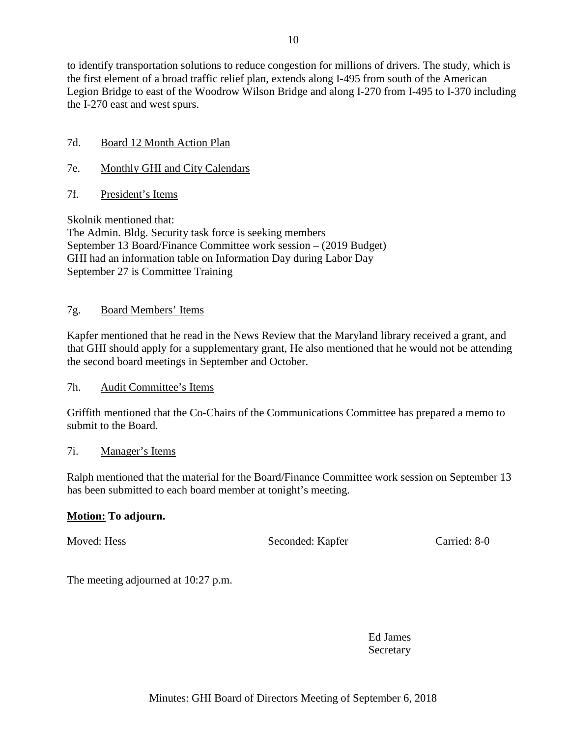to identify transportation solutions to reduce congestion for millions of drivers. The study, which is the first element of a broad traffic relief plan, extends along I-495 from south of the American Legion Bridge to east of the Woodrow Wilson Bridge and along I-270 from I-495 to I-370 including the I-270 east and west spurs.

7d. Board 12 Month Action Plan

7e. Monthly GHI and City Calendars

7f. President's Items

Skolnik mentioned that:
The Admin. Bldg. Security task force is seeking members
September 13 Board/Finance Committee work session – (2019 Budget)
GHI had an information table on Information Day during Labor Day
September 27 is Committee Training

7g. Board Members' Items

Kapfer mentioned that he read in the News Review that the Maryland library received a grant, and that GHI should apply for a supplementary grant, He also mentioned that he would not be attending the second board meetings in September and October.

7h. Audit Committee's Items

Griffith mentioned that the Co-Chairs of the Communications Committee has prepared a memo to submit to the Board.

7i. Manager's Items

Ralph mentioned that the material for the Board/Finance Committee work session on September 13 has been submitted to each board member at tonight's meeting.

**Motion: To adjourn.**

Moved: Hess Seconded: Kapfer Carried: 8-0

The meeting adjourned at 10:27 p.m.

Ed James
Secretary

Minutes: GHI Board of Directors Meeting of September 6, 2018